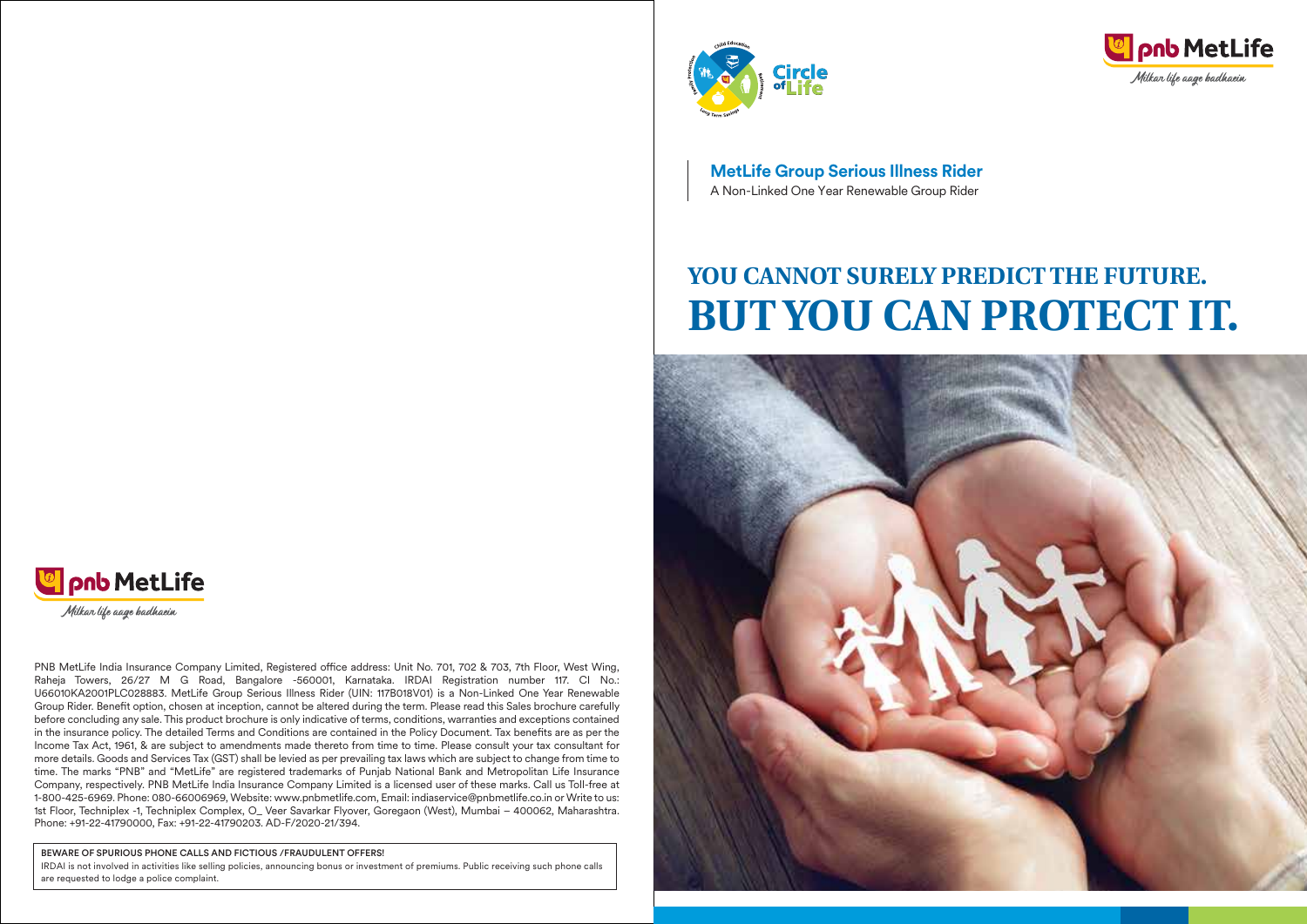# MetLife Group Serious Illness Rider

A Non-Linked One Year Renewable Group Rider

## YOU CANNOT SURELY PREDICT THE FUTURE. BUT YOU CAN PROTECT IT.

PNB MetLife India Insurance Company Limited, Registered office address: Unit No. 701, 702 & 703, 7th Floor, West Wing, Raheja Towers, 26/27 M G Road, Bangalore -560001, Karnataka. IRDAI Registration number 117. CI No.: U66010KA2001PLC028883. MetLife Group Serious Illness Rider (UIN: 117B018V01) is a Non-Linked One Year Renewable Group Rider. Benefit option, chosen at inception, cannot be altered during the term. Please read this Sales brochure carefully before concluding any sale. This product brochure is only indicative of terms, conditions, warranties and exceptions contained in the insurance policy. The detailed Terms and Conditions are contained in the Policy Document. Tax benefits are as per the Income Tax Act, 1961, & are subject to amendments made thereto from time to time. Please consult your tax consultant for more details. Goods and Services Tax (GST) shall be levied as per prevailing tax laws which are subject to change from time to time. The marks "PNB" and "MetLife" are registered trademarks of Punjab National Bank and Metropolitan Life Insurance Company, respectively. PNB MetLife India Insurance Company Limited is a licensed user of these marks. Call us Toll-free at 1-800-425-6969. Phone: 080-66006969, Website: www.pnbmetlife.com, Email: indiaservice@pnbmetlife.co.in or Write to us: 1st Floor, Techniplex -1, Techniplex Complex, O_ Veer Savarkar Flyover, Goregaon (West), Mumbai – 400062, Maharashtra. Phone: +91-22-41790000, Fax: +91-22-41790203. AD-F/2020-21/394.

**BEWARE OF SPURIOUS PHONE CALLS AND FICTIOUS /FRAUDULENT OFFERS!**

IRDAI is not involved in activities like selling policies, announcing bonus or investment of premiums. Public receiving such phone calls are requested to lodge a police complaint.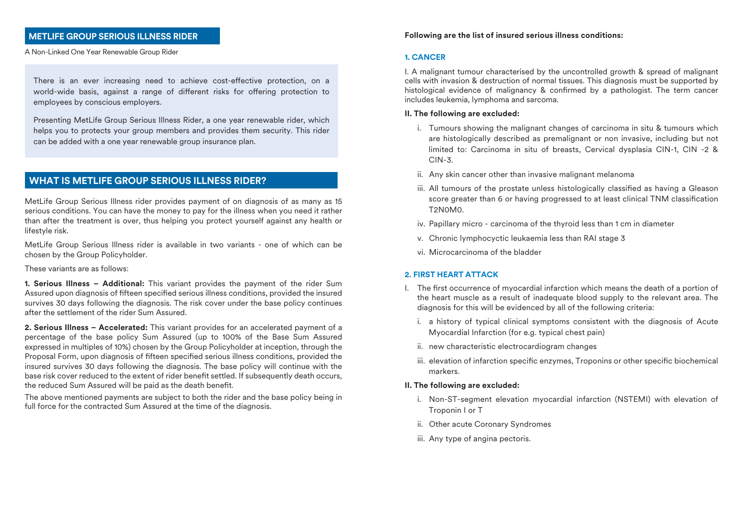## METLIFE GROUP SERIOUS ILLNESS RIDER

A Non-Linked One Year Renewable Group Rider

There is an ever increasing need to achieve cost-effective protection, on a world-wide basis, against a range of different risks for offering protection to employees by conscious employers.

Presenting MetLife Group Serious Illness Rider, a one year renewable rider, which helps you to protects your group members and provides them security. This rider can be added with a one year renewable group insurance plan.

## WHAT IS METLIFE GROUP SERIOUS ILLNESS RIDER?

MetLife Group Serious Illness rider provides payment of on diagnosis of as many as 15 serious conditions. You can have the money to pay for the illness when you need it rather than after the treatment is over, thus helping you protect yourself against any health or lifestyle risk.

MetLife Group Serious Illness rider is available in two variants - one of which can be chosen by the Group Policyholder.

These variants are as follows:

**1. Serious Illness – Additional:** This variant provides the payment of the rider Sum Assured upon diagnosis of fifteen specified serious illness conditions, provided the insured survives 30 days following the diagnosis. The risk cover under the base policy continues after the settlement of the rider Sum Assured.

**2. Serious Illness – Accelerated:** This variant provides for an accelerated payment of a percentage of the base policy Sum Assured (up to 100% of the Base Sum Assured expressed in multiples of 10%) chosen by the Group Policyholder at inception, through the Proposal Form, upon diagnosis of fifteen specified serious illness conditions, provided the insured survives 30 days following the diagnosis. The base policy will continue with the base risk cover reduced to the extent of rider benefit settled. If subsequently death occurs, the reduced Sum Assured will be paid as the death benefit.

The above mentioned payments are subject to both the rider and the base policy being in full force for the contracted Sum Assured at the time of the diagnosis.

**Following are the list of insured serious illness conditions:**

### 1. CANCER

I. A malignant tumour characterised by the uncontrolled growth & spread of malignant cells with invasion & destruction of normal tissues. This diagnosis must be supported by histological evidence of malignancy & confirmed by a pathologist. The term cancer includes leukemia, lymphoma and sarcoma.

**II. The following are excluded:**

- i. Tumours showing the malignant changes of carcinoma in situ & tumours which are histologically described as premalignant or non invasive, including but not limited to: Carcinoma in situ of breasts, Cervical dysplasia CIN-1, CIN -2 & CIN-3.
- ii. Any skin cancer other than invasive malignant melanoma
- iii. All tumours of the prostate unless histologically classified as having a Gleason score greater than 6 or having progressed to at least clinical TNM classification T2N0M0.
- iv. Papillary micro - carcinoma of the thyroid less than 1 cm in diameter
- v. Chronic lymphocyctic leukaemia less than RAI stage 3
- vi. Microcarcinoma of the bladder

### 2. FIRST HEART ATTACK

I. The first occurrence of myocardial infarction which means the death of a portion of the heart muscle as a result of inadequate blood supply to the relevant area. The diagnosis for this will be evidenced by all of the following criteria:

- i. a history of typical clinical symptoms consistent with the diagnosis of Acute Myocardial Infarction (for e.g. typical chest pain)
- ii. new characteristic electrocardiogram changes
- iii. elevation of infarction specific enzymes, Troponins or other specific biochemical markers.

**II. The following are excluded:**

- i. Non-ST-segment elevation myocardial infarction (NSTEMI) with elevation of Troponin I or T
- ii. Other acute Coronary Syndromes
- iii. Any type of angina pectoris.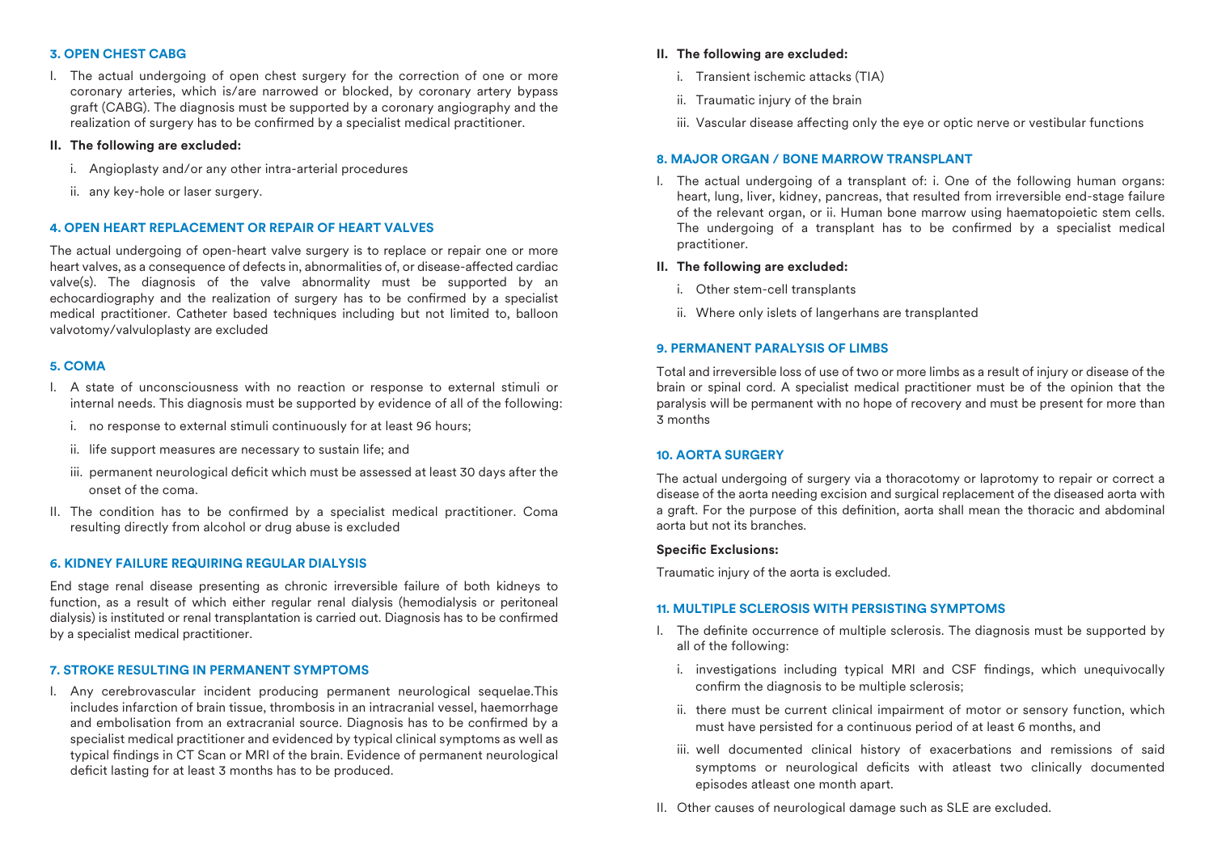### 3. OPEN CHEST CABG

I. The actual undergoing of open chest surgery for the correction of one or more coronary arteries, which is/are narrowed or blocked, by coronary artery bypass graft (CABG). The diagnosis must be supported by a coronary angiography and the realization of surgery has to be confirmed by a specialist medical practitioner.

**II. The following are excluded:**

i. Angioplasty and/or any other intra-arterial procedures

ii. any key-hole or laser surgery.

### 4. OPEN HEART REPLACEMENT OR REPAIR OF HEART VALVES

The actual undergoing of open-heart valve surgery is to replace or repair one or more heart valves, as a consequence of defects in, abnormalities of, or disease-affected cardiac valve(s). The diagnosis of the valve abnormality must be supported by an echocardiography and the realization of surgery has to be confirmed by a specialist medical practitioner. Catheter based techniques including but not limited to, balloon valvotomy/valvuloplasty are excluded

### 5. COMA

I. A state of unconsciousness with no reaction or response to external stimuli or internal needs. This diagnosis must be supported by evidence of all of the following:

i. no response to external stimuli continuously for at least 96 hours;

ii. life support measures are necessary to sustain life; and

iii. permanent neurological deficit which must be assessed at least 30 days after the onset of the coma.

II. The condition has to be confirmed by a specialist medical practitioner. Coma resulting directly from alcohol or drug abuse is excluded

### 6. KIDNEY FAILURE REQUIRING REGULAR DIALYSIS

End stage renal disease presenting as chronic irreversible failure of both kidneys to function, as a result of which either regular renal dialysis (hemodialysis or peritoneal dialysis) is instituted or renal transplantation is carried out. Diagnosis has to be confirmed by a specialist medical practitioner.

### 7. STROKE RESULTING IN PERMANENT SYMPTOMS

I. Any cerebrovascular incident producing permanent neurological sequelae.This includes infarction of brain tissue, thrombosis in an intracranial vessel, haemorrhage and embolisation from an extracranial source. Diagnosis has to be confirmed by a specialist medical practitioner and evidenced by typical clinical symptoms as well as typical findings in CT Scan or MRI of the brain. Evidence of permanent neurological deficit lasting for at least 3 months has to be produced.

**II. The following are excluded:**

i. Transient ischemic attacks (TIA)

ii. Traumatic injury of the brain

iii. Vascular disease affecting only the eye or optic nerve or vestibular functions

### 8. MAJOR ORGAN / BONE MARROW TRANSPLANT

I. The actual undergoing of a transplant of: i. One of the following human organs: heart, lung, liver, kidney, pancreas, that resulted from irreversible end-stage failure of the relevant organ, or ii. Human bone marrow using haematopoietic stem cells. The undergoing of a transplant has to be confirmed by a specialist medical practitioner.

**II. The following are excluded:**

i. Other stem-cell transplants

ii. Where only islets of langerhans are transplanted

### 9. PERMANENT PARALYSIS OF LIMBS

Total and irreversible loss of use of two or more limbs as a result of injury or disease of the brain or spinal cord. A specialist medical practitioner must be of the opinion that the paralysis will be permanent with no hope of recovery and must be present for more than 3 months

### 10. AORTA SURGERY

The actual undergoing of surgery via a thoracotomy or laprotomy to repair or correct a disease of the aorta needing excision and surgical replacement of the diseased aorta with a graft. For the purpose of this definition, aorta shall mean the thoracic and abdominal aorta but not its branches.

**Specific Exclusions:**

Traumatic injury of the aorta is excluded.

### 11. MULTIPLE SCLEROSIS WITH PERSISTING SYMPTOMS

I. The definite occurrence of multiple sclerosis. The diagnosis must be supported by all of the following:

i. investigations including typical MRI and CSF findings, which unequivocally confirm the diagnosis to be multiple sclerosis;

ii. there must be current clinical impairment of motor or sensory function, which must have persisted for a continuous period of at least 6 months, and

iii. well documented clinical history of exacerbations and remissions of said symptoms or neurological deficits with atleast two clinically documented episodes atleast one month apart.

II. Other causes of neurological damage such as SLE are excluded.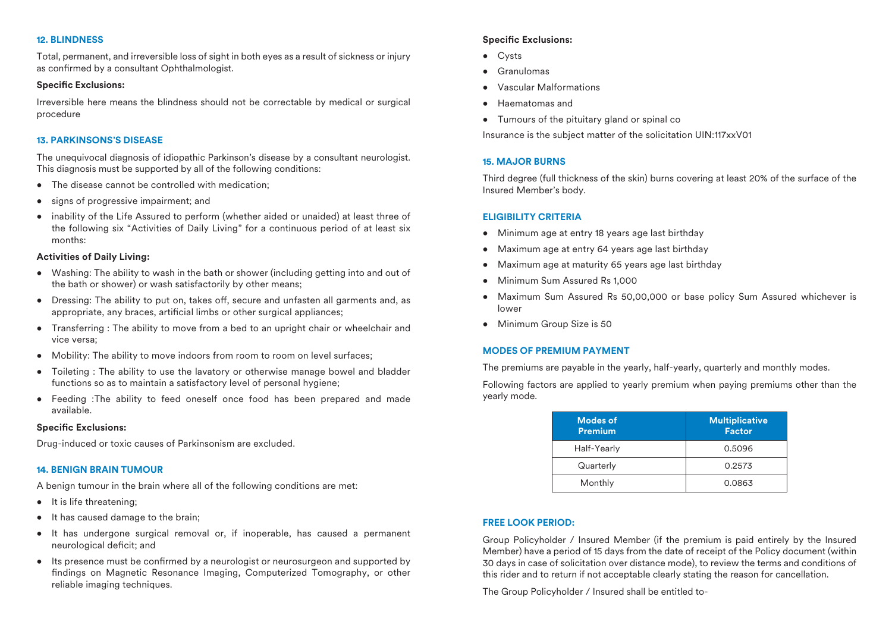### 12. BLINDNESS

Total, permanent, and irreversible loss of sight in both eyes as a result of sickness or injury as confirmed by a consultant Ophthalmologist.

**Specific Exclusions:**

Irreversible here means the blindness should not be correctable by medical or surgical procedure

### 13. PARKINSONS'S DISEASE

The unequivocal diagnosis of idiopathic Parkinson's disease by a consultant neurologist. This diagnosis must be supported by all of the following conditions:

- The disease cannot be controlled with medication;
- signs of progressive impairment; and
- inability of the Life Assured to perform (whether aided or unaided) at least three of the following six "Activities of Daily Living" for a continuous period of at least six months:

**Activities of Daily Living:**

- Washing: The ability to wash in the bath or shower (including getting into and out of the bath or shower) or wash satisfactorily by other means;
- Dressing: The ability to put on, takes off, secure and unfasten all garments and, as appropriate, any braces, artificial limbs or other surgical appliances;
- Transferring : The ability to move from a bed to an upright chair or wheelchair and vice versa;
- Mobility: The ability to move indoors from room to room on level surfaces;
- Toileting : The ability to use the lavatory or otherwise manage bowel and bladder functions so as to maintain a satisfactory level of personal hygiene;
- Feeding :The ability to feed oneself once food has been prepared and made available.

**Specific Exclusions:**

Drug-induced or toxic causes of Parkinsonism are excluded.

### 14. BENIGN BRAIN TUMOUR

A benign tumour in the brain where all of the following conditions are met:

- It is life threatening;
- It has caused damage to the brain;
- It has undergone surgical removal or, if inoperable, has caused a permanent neurological deficit; and
- Its presence must be confirmed by a neurologist or neurosurgeon and supported by findings on Magnetic Resonance Imaging, Computerized Tomography, or other reliable imaging techniques.

**Specific Exclusions:**

- Cysts
- Granulomas
- Vascular Malformations
- Haematomas and
- Tumours of the pituitary gland or spinal co

Insurance is the subject matter of the solicitation UIN:117xxV01

### 15. MAJOR BURNS

Third degree (full thickness of the skin) burns covering at least 20% of the surface of the Insured Member's body.

### ELIGIBILITY CRITERIA

- Minimum age at entry 18 years age last birthday
- Maximum age at entry 64 years age last birthday
- Maximum age at maturity 65 years age last birthday
- Minimum Sum Assured Rs 1,000
- Maximum Sum Assured Rs 50,00,000 or base policy Sum Assured whichever is lower
- Minimum Group Size is 50

### MODES OF PREMIUM PAYMENT

The premiums are payable in the yearly, half-yearly, quarterly and monthly modes.

Following factors are applied to yearly premium when paying premiums other than the yearly mode.

| Modes of Premium | Multiplicative Factor |
|---|---|
| Half-Yearly | 0.5096 |
| Quarterly | 0.2573 |
| Monthly | 0.0863 |

### FREE LOOK PERIOD:

Group Policyholder / Insured Member (if the premium is paid entirely by the Insured Member) have a period of 15 days from the date of receipt of the Policy document (within 30 days in case of solicitation over distance mode), to review the terms and conditions of this rider and to return if not acceptable clearly stating the reason for cancellation.

The Group Policyholder / Insured shall be entitled to-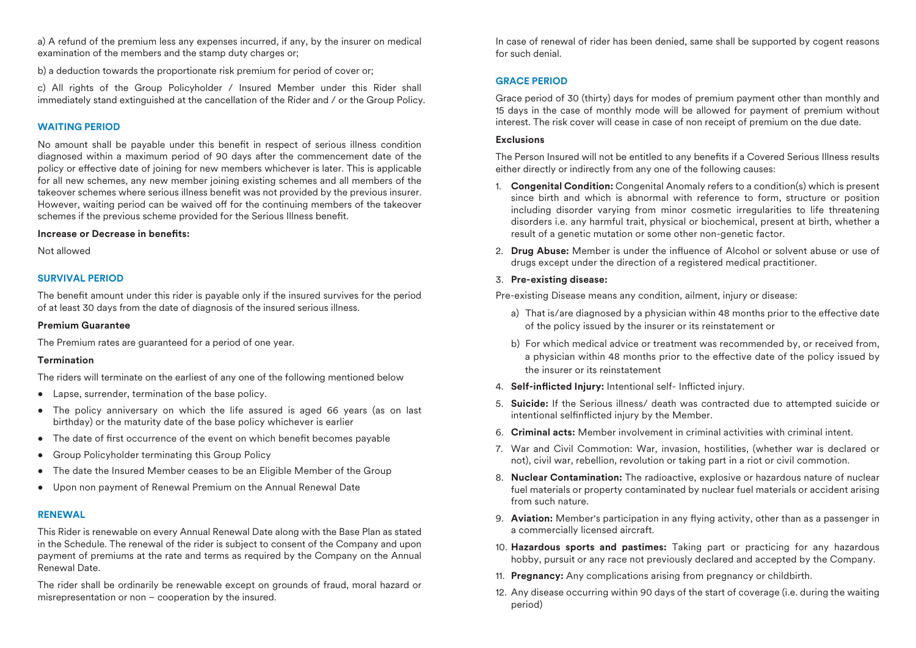a) A refund of the premium less any expenses incurred, if any, by the insurer on medical examination of the members and the stamp duty charges or;

b) a deduction towards the proportionate risk premium for period of cover or;

c) All rights of the Group Policyholder / Insured Member under this Rider shall immediately stand extinguished at the cancellation of the Rider and / or the Group Policy.

## WAITING PERIOD

No amount shall be payable under this benefit in respect of serious illness condition diagnosed within a maximum period of 90 days after the commencement date of the policy or effective date of joining for new members whichever is later. This is applicable for all new schemes, any new member joining existing schemes and all members of the takeover schemes where serious illness benefit was not provided by the previous insurer. However, waiting period can be waived off for the continuing members of the takeover schemes if the previous scheme provided for the Serious Illness benefit.

**Increase or Decrease in benefits:**

Not allowed

## SURVIVAL PERIOD

The benefit amount under this rider is payable only if the insured survives for the period of at least 30 days from the date of diagnosis of the insured serious illness.

**Premium Guarantee**

The Premium rates are guaranteed for a period of one year.

**Termination**

The riders will terminate on the earliest of any one of the following mentioned below

- Lapse, surrender, termination of the base policy.
- The policy anniversary on which the life assured is aged 66 years (as on last birthday) or the maturity date of the base policy whichever is earlier
- The date of first occurrence of the event on which benefit becomes payable
- Group Policyholder terminating this Group Policy
- The date the Insured Member ceases to be an Eligible Member of the Group
- Upon non payment of Renewal Premium on the Annual Renewal Date

## RENEWAL

This Rider is renewable on every Annual Renewal Date along with the Base Plan as stated in the Schedule. The renewal of the rider is subject to consent of the Company and upon payment of premiums at the rate and terms as required by the Company on the Annual Renewal Date.

The rider shall be ordinarily be renewable except on grounds of fraud, moral hazard or misrepresentation or non – cooperation by the insured.

In case of renewal of rider has been denied, same shall be supported by cogent reasons for such denial.

## GRACE PERIOD

Grace period of 30 (thirty) days for modes of premium payment other than monthly and 15 days in the case of monthly mode will be allowed for payment of premium without interest. The risk cover will cease in case of non receipt of premium on the due date.

**Exclusions**

The Person Insured will not be entitled to any benefits if a Covered Serious Illness results either directly or indirectly from any one of the following causes:

1. **Congenital Condition:** Congenital Anomaly refers to a condition(s) which is present since birth and which is abnormal with reference to form, structure or position including disorder varying from minor cosmetic irregularities to life threatening disorders i.e. any harmful trait, physical or biochemical, present at birth, whether a result of a genetic mutation or some other non-genetic factor.
2. **Drug Abuse:** Member is under the influence of Alcohol or solvent abuse or use of drugs except under the direction of a registered medical practitioner.
3. **Pre-existing disease:**

   Pre-existing Disease means any condition, ailment, injury or disease:

   a) That is/are diagnosed by a physician within 48 months prior to the effective date of the policy issued by the insurer or its reinstatement or

   b) For which medical advice or treatment was recommended by, or received from, a physician within 48 months prior to the effective date of the policy issued by the insurer or its reinstatement
4. **Self-inflicted Injury:** Intentional self- Inflicted injury.
5. **Suicide:** If the Serious illness/ death was contracted due to attempted suicide or intentional selfinflicted injury by the Member.
6. **Criminal acts:** Member involvement in criminal activities with criminal intent.
7. War and Civil Commotion: War, invasion, hostilities, (whether war is declared or not), civil war, rebellion, revolution or taking part in a riot or civil commotion.
8. **Nuclear Contamination:** The radioactive, explosive or hazardous nature of nuclear fuel materials or property contaminated by nuclear fuel materials or accident arising from such nature.
9. **Aviation:** Member's participation in any flying activity, other than as a passenger in a commercially licensed aircraft.
10. **Hazardous sports and pastimes:** Taking part or practicing for any hazardous hobby, pursuit or any race not previously declared and accepted by the Company.
11. **Pregnancy:** Any complications arising from pregnancy or childbirth.
12. Any disease occurring within 90 days of the start of coverage (i.e. during the waiting period)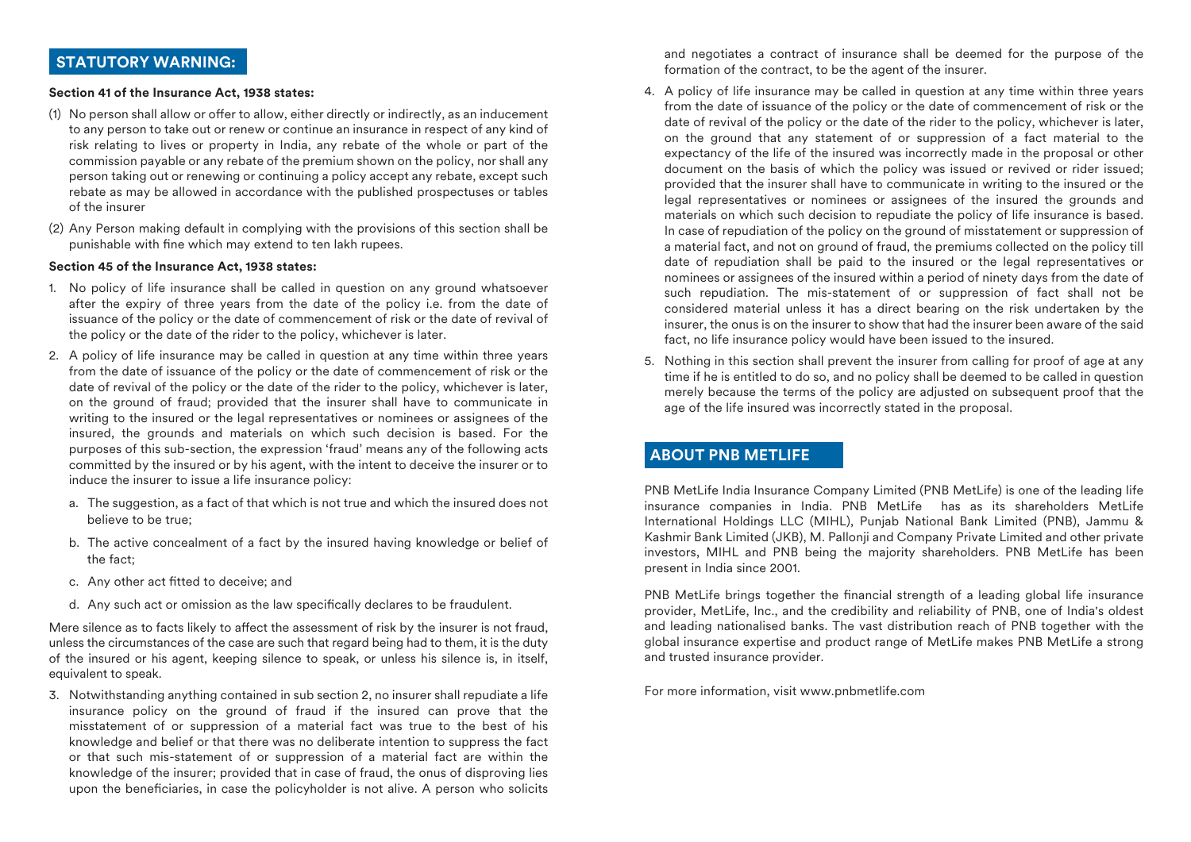## STATUTORY WARNING:

**Section 41 of the Insurance Act, 1938 states:**

(1) No person shall allow or offer to allow, either directly or indirectly, as an inducement to any person to take out or renew or continue an insurance in respect of any kind of risk relating to lives or property in India, any rebate of the whole or part of the commission payable or any rebate of the premium shown on the policy, nor shall any person taking out or renewing or continuing a policy accept any rebate, except such rebate as may be allowed in accordance with the published prospectuses or tables of the insurer

(2) Any Person making default in complying with the provisions of this section shall be punishable with fine which may extend to ten lakh rupees.

**Section 45 of the Insurance Act, 1938 states:**

1. No policy of life insurance shall be called in question on any ground whatsoever after the expiry of three years from the date of the policy i.e. from the date of issuance of the policy or the date of commencement of risk or the date of revival of the policy or the date of the rider to the policy, whichever is later.
2. A policy of life insurance may be called in question at any time within three years from the date of issuance of the policy or the date of commencement of risk or the date of revival of the policy or the date of the rider to the policy, whichever is later, on the ground of fraud; provided that the insurer shall have to communicate in writing to the insured or the legal representatives or nominees or assignees of the insured, the grounds and materials on which such decision is based. For the purposes of this sub-section, the expression 'fraud' means any of the following acts committed by the insured or by his agent, with the intent to deceive the insurer or to induce the insurer to issue a life insurance policy:
   a. The suggestion, as a fact of that which is not true and which the insured does not believe to be true;
   b. The active concealment of a fact by the insured having knowledge or belief of the fact;
   c. Any other act fitted to deceive; and
   d. Any such act or omission as the law specifically declares to be fraudulent.

Mere silence as to facts likely to affect the assessment of risk by the insurer is not fraud, unless the circumstances of the case are such that regard being had to them, it is the duty of the insured or his agent, keeping silence to speak, or unless his silence is, in itself, equivalent to speak.

3. Notwithstanding anything contained in sub section 2, no insurer shall repudiate a life insurance policy on the ground of fraud if the insured can prove that the misstatement of or suppression of a material fact was true to the best of his knowledge and belief or that there was no deliberate intention to suppress the fact or that such mis-statement of or suppression of a material fact are within the knowledge of the insurer; provided that in case of fraud, the onus of disproving lies upon the beneficiaries, in case the policyholder is not alive. A person who solicits and negotiates a contract of insurance shall be deemed for the purpose of the formation of the contract, to be the agent of the insurer.
4. A policy of life insurance may be called in question at any time within three years from the date of issuance of the policy or the date of commencement of risk or the date of revival of the policy or the date of the rider to the policy, whichever is later, on the ground that any statement of or suppression of a fact material to the expectancy of the life of the insured was incorrectly made in the proposal or other document on the basis of which the policy was issued or revived or rider issued; provided that the insurer shall have to communicate in writing to the insured or the legal representatives or nominees or assignees of the insured the grounds and materials on which such decision to repudiate the policy of life insurance is based. In case of repudiation of the policy on the ground of misstatement or suppression of a material fact, and not on ground of fraud, the premiums collected on the policy till date of repudiation shall be paid to the insured or the legal representatives or nominees or assignees of the insured within a period of ninety days from the date of such repudiation. The mis-statement of or suppression of fact shall not be considered material unless it has a direct bearing on the risk undertaken by the insurer, the onus is on the insurer to show that had the insurer been aware of the said fact, no life insurance policy would have been issued to the insured.
5. Nothing in this section shall prevent the insurer from calling for proof of age at any time if he is entitled to do so, and no policy shall be deemed to be called in question merely because the terms of the policy are adjusted on subsequent proof that the age of the life insured was incorrectly stated in the proposal.

## ABOUT PNB METLIFE

PNB MetLife India Insurance Company Limited (PNB MetLife) is one of the leading life insurance companies in India. PNB MetLife has as its shareholders MetLife International Holdings LLC (MIHL), Punjab National Bank Limited (PNB), Jammu & Kashmir Bank Limited (JKB), M. Pallonji and Company Private Limited and other private investors, MIHL and PNB being the majority shareholders. PNB MetLife has been present in India since 2001.

PNB MetLife brings together the financial strength of a leading global life insurance provider, MetLife, Inc., and the credibility and reliability of PNB, one of India's oldest and leading nationalised banks. The vast distribution reach of PNB together with the global insurance expertise and product range of MetLife makes PNB MetLife a strong and trusted insurance provider.

For more information, visit www.pnbmetlife.com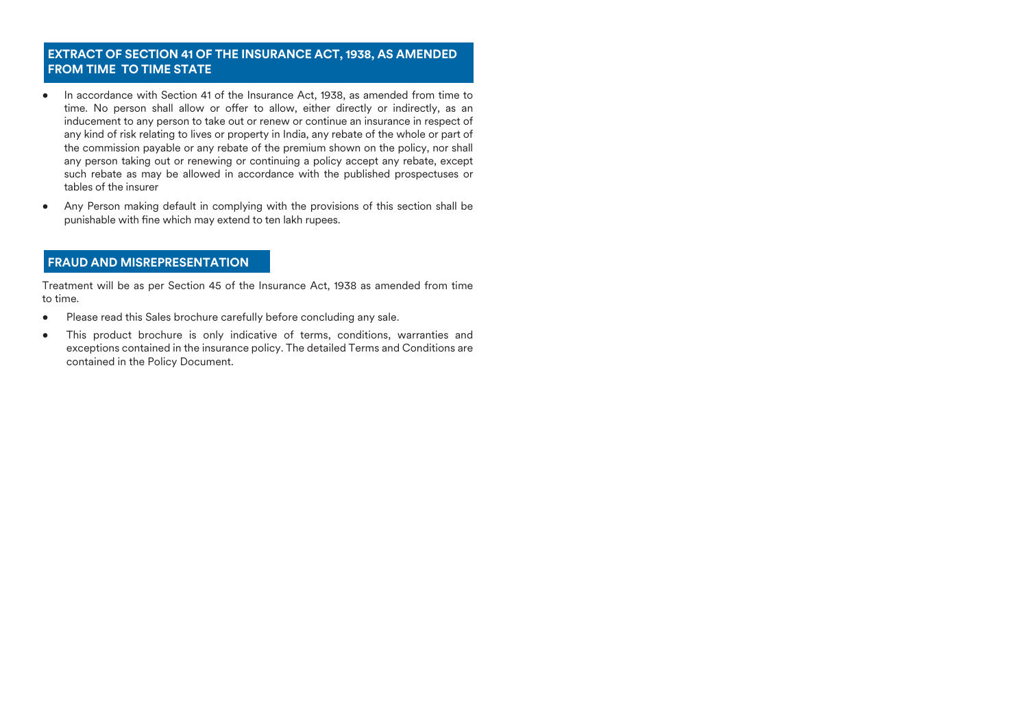## EXTRACT OF SECTION 41 OF THE INSURANCE ACT, 1938, AS AMENDED FROM TIME TO TIME STATE

- In accordance with Section 41 of the Insurance Act, 1938, as amended from time to time. No person shall allow or offer to allow, either directly or indirectly, as an inducement to any person to take out or renew or continue an insurance in respect of any kind of risk relating to lives or property in India, any rebate of the whole or part of the commission payable or any rebate of the premium shown on the policy, nor shall any person taking out or renewing or continuing a policy accept any rebate, except such rebate as may be allowed in accordance with the published prospectuses or tables of the insurer
- Any Person making default in complying with the provisions of this section shall be punishable with fine which may extend to ten lakh rupees.

## FRAUD AND MISREPRESENTATION

Treatment will be as per Section 45 of the Insurance Act, 1938 as amended from time to time.

- Please read this Sales brochure carefully before concluding any sale.
- This product brochure is only indicative of terms, conditions, warranties and exceptions contained in the insurance policy. The detailed Terms and Conditions are contained in the Policy Document.